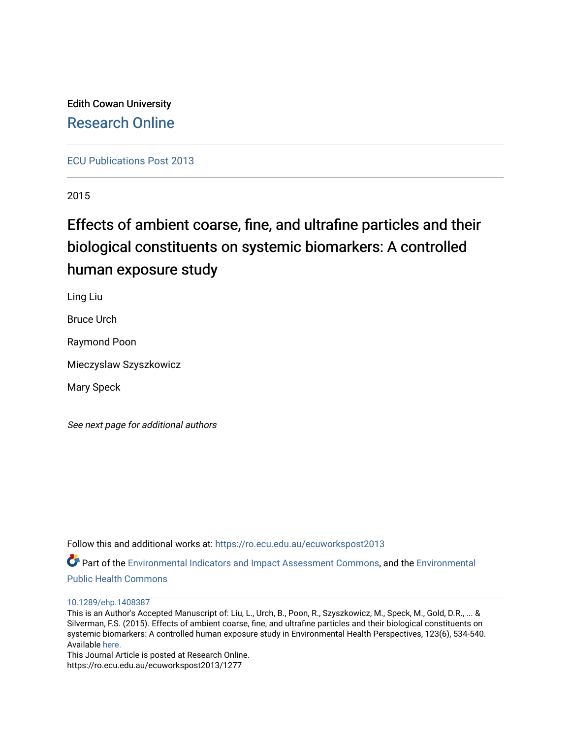Edith Cowan University

Research Online

ECU Publications Post 2013

2015

# Effects of ambient coarse, fine, and ultrafine particles and their biological constituents on systemic biomarkers: A controlled human exposure study

Ling Liu

Bruce Urch

Raymond Poon

Mieczyslaw Szyszkowicz

Mary Speck

*See next page for additional authors*

Follow this and additional works at: https://ro.ecu.edu.au/ecuworkspost2013

Part of the Environmental Indicators and Impact Assessment Commons, and the Environmental Public Health Commons

10.1289/ehp.1408387

This is an Author's Accepted Manuscript of: Liu, L., Urch, B., Poon, R., Szyszkowicz, M., Speck, M., Gold, D.R., ... & Silverman, F.S. (2015). Effects of ambient coarse, fine, and ultrafine particles and their biological constituents on systemic biomarkers: A controlled human exposure study in Environmental Health Perspectives, 123(6), 534-540. Available here.

This Journal Article is posted at Research Online.

https://ro.ecu.edu.au/ecuworkspost2013/1277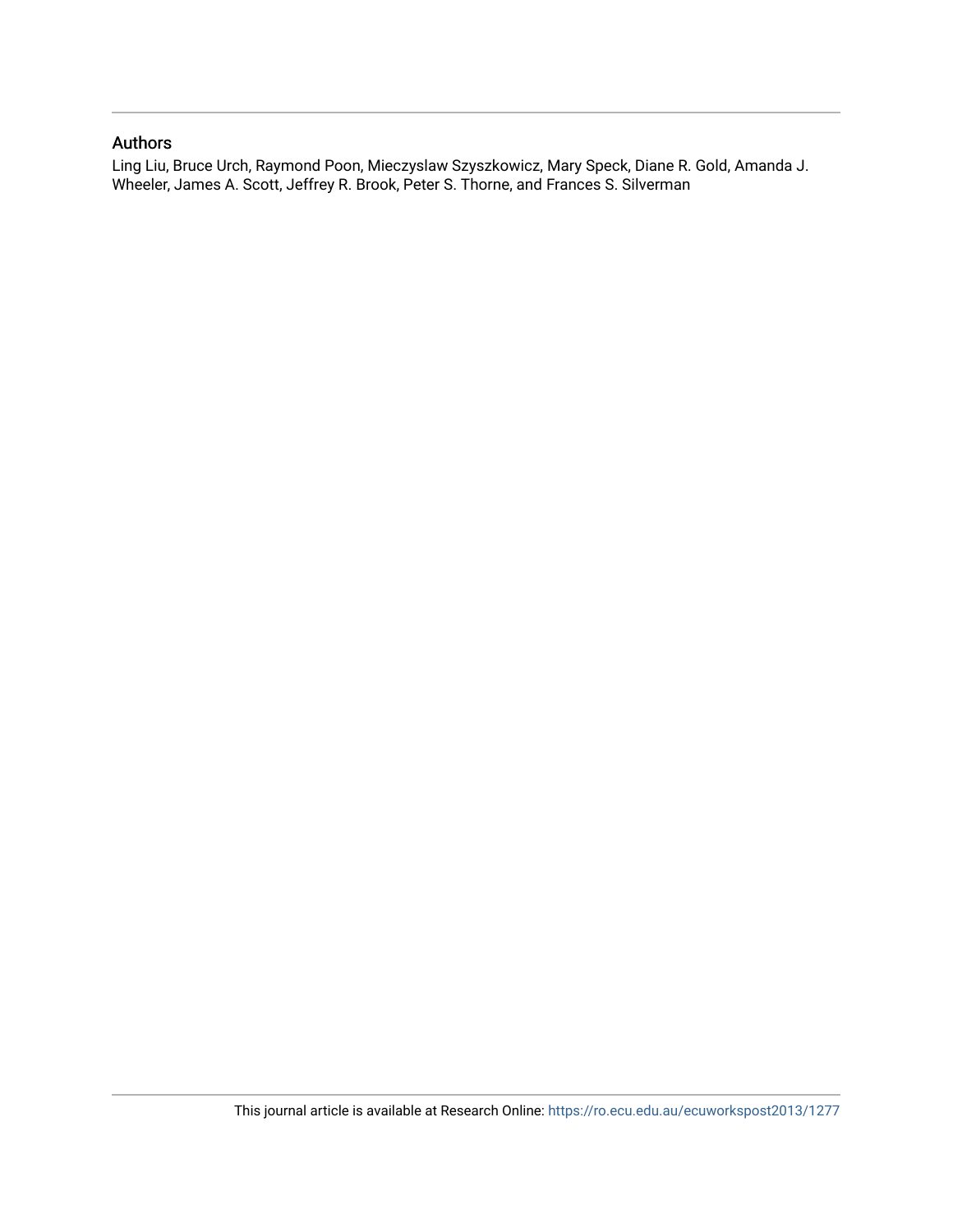## Authors

Ling Liu, Bruce Urch, Raymond Poon, Mieczyslaw Szyszkowicz, Mary Speck, Diane R. Gold, Amanda J. Wheeler, James A. Scott, Jeffrey R. Brook, Peter S. Thorne, and Frances S. Silverman

This journal article is available at Research Online: https://ro.ecu.edu.au/ecuworkspost2013/1277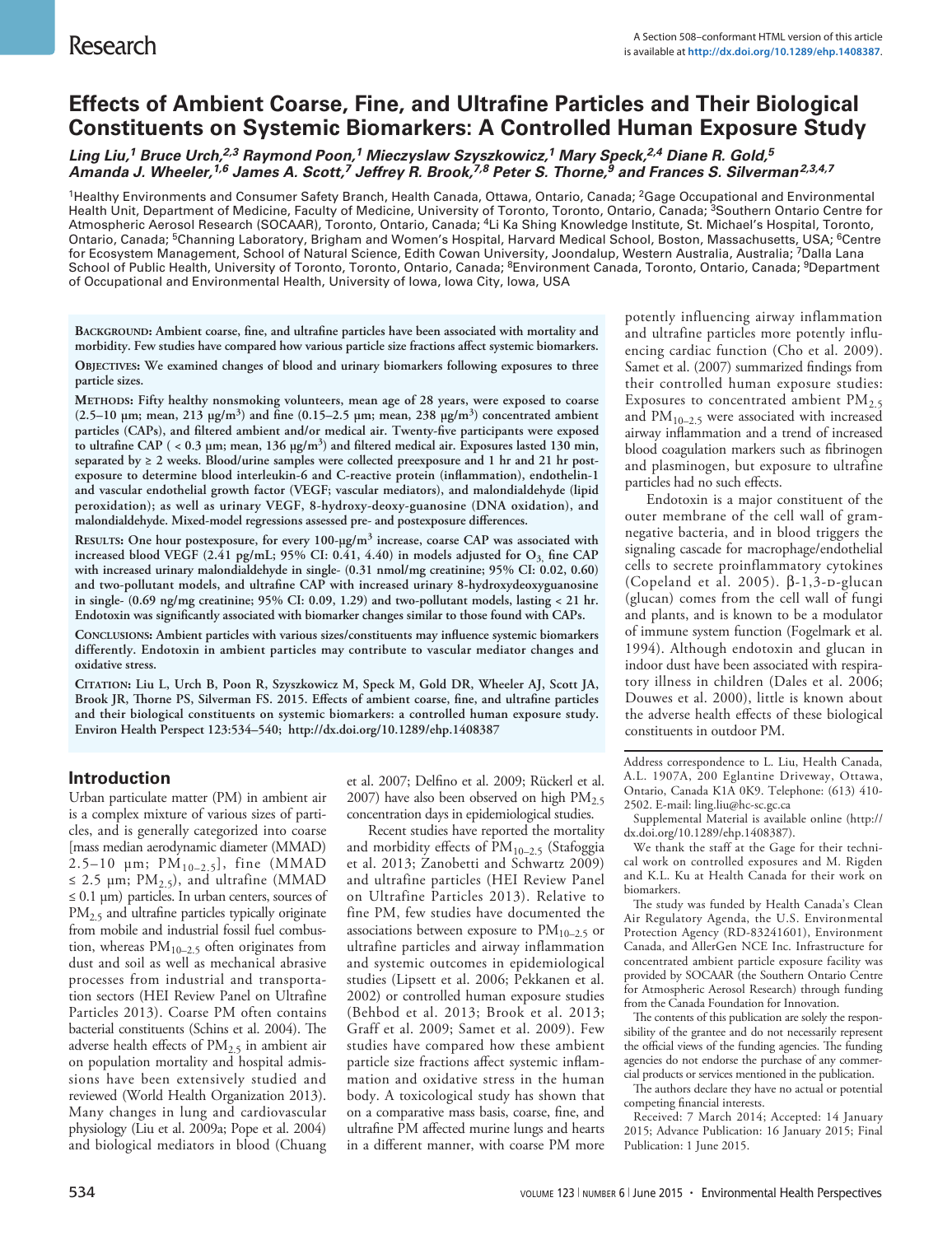# Effects of Ambient Coarse, Fine, and Ultrafine Particles and Their Biological Constituents on Systemic Biomarkers: A Controlled Human Exposure Study

*Ling Liu,[1] Bruce Urch,[2,3] Raymond Poon,[1] Mieczyslaw Szyszkowicz,[1] Mary Speck,[2,4] Diane R. Gold,[5] Amanda J. Wheeler,[1,6] James A. Scott,[7] Jeffrey R. Brook,[7,8] Peter S. Thorne,[9] and Frances S. Silverman[2,3,4,7]*

[1]Healthy Environments and Consumer Safety Branch, Health Canada, Ottawa, Ontario, Canada; [2]Gage Occupational and Environmental Health Unit, Department of Medicine, Faculty of Medicine, University of Toronto, Toronto, Ontario, Canada; [3]Southern Ontario Centre for Atmospheric Aerosol Research (SOCAAR), Toronto, Ontario, Canada; [4]Li Ka Shing Knowledge Institute, St. Michael's Hospital, Toronto, Ontario, Canada; [5]Channing Laboratory, Brigham and Women's Hospital, Harvard Medical School, Boston, Massachusetts, USA; [6]Centre for Ecosystem Management, School of Natural Science, Edith Cowan University, Joondalup, Western Australia, Australia; [7]Dalla Lana School of Public Health, University of Toronto, Toronto, Ontario, Canada; [8]Environment Canada, Toronto, Ontario, Canada; [9]Department of Occupational and Environmental Health, University of Iowa, Iowa City, Iowa, USA

**Background: Ambient coarse, fine, and ultrafine particles have been associated with mortality and morbidity. Few studies have compared how various particle size fractions affect systemic biomarkers.**

**Objectives: We examined changes of blood and urinary biomarkers following exposures to three particle sizes.**

**Methods: Fifty healthy nonsmoking volunteers, mean age of 28 years, were exposed to coarse (2.5–10 μm; mean, 213 μg/m$^3$) and fine (0.15–2.5 μm; mean, 238 μg/m$^3$) concentrated ambient particles (CAPs), and filtered ambient and/or medical air. Twenty-five participants were exposed to ultrafine CAP ( < 0.3 μm; mean, 136 μg/m$^3$) and filtered medical air. Exposures lasted 130 min, separated by ≥ 2 weeks. Blood/urine samples were collected preexposure and 1 hr and 21 hr postexposure to determine blood interleukin-6 and C-reactive protein (inflammation), endothelin-1 and vascular endothelial growth factor (VEGF; vascular mediators), and malondialdehyde (lipid peroxidation); as well as urinary VEGF, 8-hydroxy-deoxy-guanosine (DNA oxidation), and malondialdehyde. Mixed-model regressions assessed pre- and postexposure differences.**

**Results: One hour postexposure, for every 100-μg/m$^3$ increase, coarse CAP was associated with increased blood VEGF (2.41 pg/mL; 95% CI: 0.41, 4.40) in models adjusted for $O_3$, fine CAP with increased urinary malondialdehyde in single- (0.31 nmol/mg creatinine; 95% CI: 0.02, 0.60) and two-pollutant models, and ultrafine CAP with increased urinary 8-hydroxydeoxyguanosine in single- (0.69 ng/mg creatinine; 95% CI: 0.09, 1.29) and two-pollutant models, lasting < 21 hr. Endotoxin was significantly associated with biomarker changes similar to those found with CAPs.**

**Conclusions: Ambient particles with various sizes/constituents may influence systemic biomarkers differently. Endotoxin in ambient particles may contribute to vascular mediator changes and oxidative stress.**

**Citation: Liu L, Urch B, Poon R, Szyszkowicz M, Speck M, Gold DR, Wheeler AJ, Scott JA, Brook JR, Thorne PS, Silverman FS. 2015. Effects of ambient coarse, fine, and ultrafine particles and their biological constituents on systemic biomarkers: a controlled human exposure study. Environ Health Perspect 123:534–540; http://dx.doi.org/10.1289/ehp.1408387**

## Introduction

Urban particulate matter (PM) in ambient air is a complex mixture of various sizes of particles, and is generally categorized into coarse [mass median aerodynamic diameter (MMAD) 2.5–10 μm; $PM_{10-2.5}$], fine (MMAD ≤ 2.5 μm; $PM_{2.5}$), and ultrafine (MMAD ≤ 0.1 μm) particles. In urban centers, sources of $PM_{2.5}$ and ultrafine particles typically originate from mobile and industrial fossil fuel combustion, whereas $PM_{10-2.5}$ often originates from dust and soil as well as mechanical abrasive processes from industrial and transportation sectors (HEI Review Panel on Ultrafine Particles 2013). Coarse PM often contains bacterial constituents (Schins et al. 2004). The adverse health effects of $PM_{2.5}$ in ambient air on population mortality and hospital admissions have been extensively studied and reviewed (World Health Organization 2013). Many changes in lung and cardiovascular physiology (Liu et al. 2009a; Pope et al. 2004) and biological mediators in blood (Chuang et al. 2007; Delfino et al. 2009; Rückerl et al. 2007) have also been observed on high $PM_{2.5}$ concentration days in epidemiological studies.

Recent studies have reported the mortality and morbidity effects of $PM_{10-2.5}$ (Stafoggia et al. 2013; Zanobetti and Schwartz 2009) and ultrafine particles (HEI Review Panel on Ultrafine Particles 2013). Relative to fine PM, few studies have documented the associations between exposure to $PM_{10-2.5}$ or ultrafine particles and airway inflammation and systemic outcomes in epidemiological studies (Lipsett et al. 2006; Pekkanen et al. 2002) or controlled human exposure studies (Behbod et al. 2013; Brook et al. 2013; Graff et al. 2009; Samet et al. 2009). Few studies have compared how these ambient particle size fractions affect systemic inflammation and oxidative stress in the human body. A toxicological study has shown that on a comparative mass basis, coarse, fine, and ultrafine PM affected murine lungs and hearts in a different manner, with coarse PM more potently influencing airway inflammation and ultrafine particles more potently influencing cardiac function (Cho et al. 2009). Samet et al. (2007) summarized findings from their controlled human exposure studies: Exposures to concentrated ambient $PM_{2.5}$ and $PM_{10-2.5}$ were associated with increased airway inflammation and a trend of increased blood coagulation markers such as fibrinogen and plasminogen, but exposure to ultrafine particles had no such effects.

Endotoxin is a major constituent of the outer membrane of the cell wall of gram-negative bacteria, and in blood triggers the signaling cascade for macrophage/endothelial cells to secrete proinflammatory cytokines (Copeland et al. 2005). β-1,3-D-glucan (glucan) comes from the cell wall of fungi and plants, and is known to be a modulator of immune system function (Fogelmark et al. 1994). Although endotoxin and glucan in indoor dust have been associated with respiratory illness in children (Dales et al. 2006; Douwes et al. 2000), little is known about the adverse health effects of these biological constituents in outdoor PM.

Address correspondence to L. Liu, Health Canada, A.L. 1907A, 200 Eglantine Driveway, Ottawa, Ontario, Canada K1A 0K9. Telephone: (613) 410-2502. E-mail: ling.liu@hc-sc.gc.ca

Supplemental Material is available online (http://dx.doi.org/10.1289/ehp.1408387).

We thank the staff at the Gage for their technical work on controlled exposures and M. Rigden and K.L. Ku at Health Canada for their work on biomarkers.

The study was funded by Health Canada's Clean Air Regulatory Agenda, the U.S. Environmental Protection Agency (RD-83241601), Environment Canada, and AllerGen NCE Inc. Infrastructure for concentrated ambient particle exposure facility was provided by SOCAAR (the Southern Ontario Centre for Atmospheric Aerosol Research) through funding from the Canada Foundation for Innovation.

The contents of this publication are solely the responsibility of the grantee and do not necessarily represent the official views of the funding agencies. The funding agencies do not endorse the purchase of any commercial products or services mentioned in the publication.

The authors declare they have no actual or potential competing financial interests.

Received: 7 March 2014; Accepted: 14 January 2015; Advance Publication: 16 January 2015; Final Publication: 1 June 2015.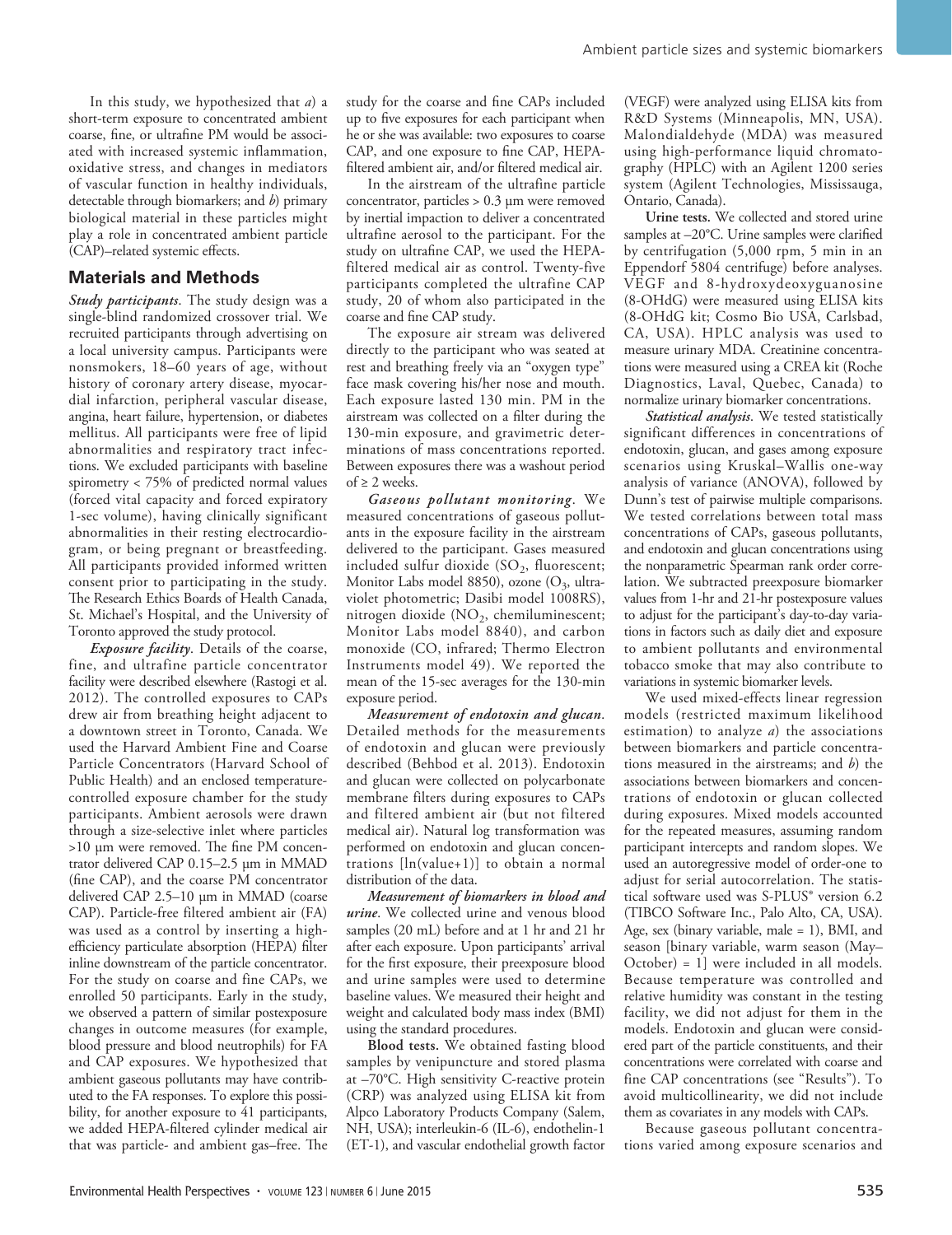In this study, we hypothesized that *a*) a short-term exposure to concentrated ambient coarse, fine, or ultrafine PM would be associated with increased systemic inflammation, oxidative stress, and changes in mediators of vascular function in healthy individuals, detectable through biomarkers; and *b*) primary biological material in these particles might play a role in concentrated ambient particle (CAP)–related systemic effects.

## Materials and Methods

***Study participants.*** The study design was a single-blind randomized crossover trial. We recruited participants through advertising on a local university campus. Participants were nonsmokers, 18–60 years of age, without history of coronary artery disease, myocardial infarction, peripheral vascular disease, angina, heart failure, hypertension, or diabetes mellitus. All participants were free of lipid abnormalities and respiratory tract infections. We excluded participants with baseline spirometry < 75% of predicted normal values (forced vital capacity and forced expiratory 1-sec volume), having clinically significant abnormalities in their resting electrocardiogram, or being pregnant or breastfeeding. All participants provided informed written consent prior to participating in the study. The Research Ethics Boards of Health Canada, St. Michael's Hospital, and the University of Toronto approved the study protocol.

***Exposure facility.*** Details of the coarse, fine, and ultrafine particle concentrator facility were described elsewhere (Rastogi et al. 2012). The controlled exposures to CAPs drew air from breathing height adjacent to a downtown street in Toronto, Canada. We used the Harvard Ambient Fine and Coarse Particle Concentrators (Harvard School of Public Health) and an enclosed temperature-controlled exposure chamber for the study participants. Ambient aerosols were drawn through a size-selective inlet where particles >10 μm were removed. The fine PM concentrator delivered CAP 0.15–2.5 μm in MMAD (fine CAP), and the coarse PM concentrator delivered CAP 2.5–10 μm in MMAD (coarse CAP). Particle-free filtered ambient air (FA) was used as a control by inserting a high-efficiency particulate absorption (HEPA) filter inline downstream of the particle concentrator. For the study on coarse and fine CAPs, we enrolled 50 participants. Early in the study, we observed a pattern of similar postexposure changes in outcome measures (for example, blood pressure and blood neutrophils) for FA and CAP exposures. We hypothesized that ambient gaseous pollutants may have contributed to the FA responses. To explore this possibility, for another exposure to 41 participants, we added HEPA-filtered cylinder medical air that was particle- and ambient gas–free. The study for the coarse and fine CAPs included up to five exposures for each participant when he or she was available: two exposures to coarse CAP, and one exposure to fine CAP, HEPA-filtered ambient air, and/or filtered medical air.

In the airstream of the ultrafine particle concentrator, particles > 0.3 μm were removed by inertial impaction to deliver a concentrated ultrafine aerosol to the participant. For the study on ultrafine CAP, we used the HEPA-filtered medical air as control. Twenty-five participants completed the ultrafine CAP study, 20 of whom also participated in the coarse and fine CAP study.

The exposure air stream was delivered directly to the participant who was seated at rest and breathing freely via an "oxygen type" face mask covering his/her nose and mouth. Each exposure lasted 130 min. PM in the airstream was collected on a filter during the 130-min exposure, and gravimetric determinations of mass concentrations reported. Between exposures there was a washout period of ≥ 2 weeks.

***Gaseous pollutant monitoring.*** We measured concentrations of gaseous pollutants in the exposure facility in the airstream delivered to the participant. Gases measured included sulfur dioxide ($SO_2$, fluorescent; Monitor Labs model 8850), ozone ($O_3$, ultraviolet photometric; Dasibi model 1008RS), nitrogen dioxide ($NO_2$, chemiluminescent; Monitor Labs model 8840), and carbon monoxide (CO, infrared; Thermo Electron Instruments model 49). We reported the mean of the 15-sec averages for the 130-min exposure period.

***Measurement of endotoxin and glucan.*** Detailed methods for the measurements of endotoxin and glucan were previously described (Behbod et al. 2013). Endotoxin and glucan were collected on polycarbonate membrane filters during exposures to CAPs and filtered ambient air (but not filtered medical air). Natural log transformation was performed on endotoxin and glucan concentrations [ln(value+1)] to obtain a normal distribution of the data.

***Measurement of biomarkers in blood and urine.*** We collected urine and venous blood samples (20 mL) before and at 1 hr and 21 hr after each exposure. Upon participants' arrival for the first exposure, their preexposure blood and urine samples were used to determine baseline values. We measured their height and weight and calculated body mass index (BMI) using the standard procedures.

**Blood tests.** We obtained fasting blood samples by venipuncture and stored plasma at –70°C. High sensitivity C-reactive protein (CRP) was analyzed using ELISA kit from Alpco Laboratory Products Company (Salem, NH, USA); interleukin-6 (IL-6), endothelin-1 (ET-1), and vascular endothelial growth factor (VEGF) were analyzed using ELISA kits from R&D Systems (Minneapolis, MN, USA). Malondialdehyde (MDA) was measured using high-performance liquid chromatography (HPLC) with an Agilent 1200 series system (Agilent Technologies, Mississauga, Ontario, Canada).

**Urine tests.** We collected and stored urine samples at –20°C. Urine samples were clarified by centrifugation (5,000 rpm, 5 min in an Eppendorf 5804 centrifuge) before analyses. VEGF and 8-hydroxydeoxyguanosine (8-OHdG) were measured using ELISA kits (8-OHdG kit; Cosmo Bio USA, Carlsbad, CA, USA). HPLC analysis was used to measure urinary MDA. Creatinine concentrations were measured using a CREA kit (Roche Diagnostics, Laval, Quebec, Canada) to normalize urinary biomarker concentrations.

***Statistical analysis.*** We tested statistically significant differences in concentrations of endotoxin, glucan, and gases among exposure scenarios using Kruskal–Wallis one-way analysis of variance (ANOVA), followed by Dunn's test of pairwise multiple comparisons. We tested correlations between total mass concentrations of CAPs, gaseous pollutants, and endotoxin and glucan concentrations using the nonparametric Spearman rank order correlation. We subtracted preexposure biomarker values from 1-hr and 21-hr postexposure values to adjust for the participant's day-to-day variations in factors such as daily diet and exposure to ambient pollutants and environmental tobacco smoke that may also contribute to variations in systemic biomarker levels.

We used mixed-effects linear regression models (restricted maximum likelihood estimation) to analyze *a*) the associations between biomarkers and particle concentrations measured in the airstreams; and *b*) the associations between biomarkers and concentrations of endotoxin or glucan collected during exposures. Mixed models accounted for the repeated measures, assuming random participant intercepts and random slopes. We used an autoregressive model of order-one to adjust for serial autocorrelation. The statistical software used was S-PLUS® version 6.2 (TIBCO Software Inc., Palo Alto, CA, USA). Age, sex (binary variable, male = 1), BMI, and season [binary variable, warm season (May–October) = 1] were included in all models. Because temperature was controlled and relative humidity was constant in the testing facility, we did not adjust for them in the models. Endotoxin and glucan were considered part of the particle constituents, and their concentrations were correlated with coarse and fine CAP concentrations (see "Results"). To avoid multicollinearity, we did not include them as covariates in any models with CAPs.

Because gaseous pollutant concentrations varied among exposure scenarios and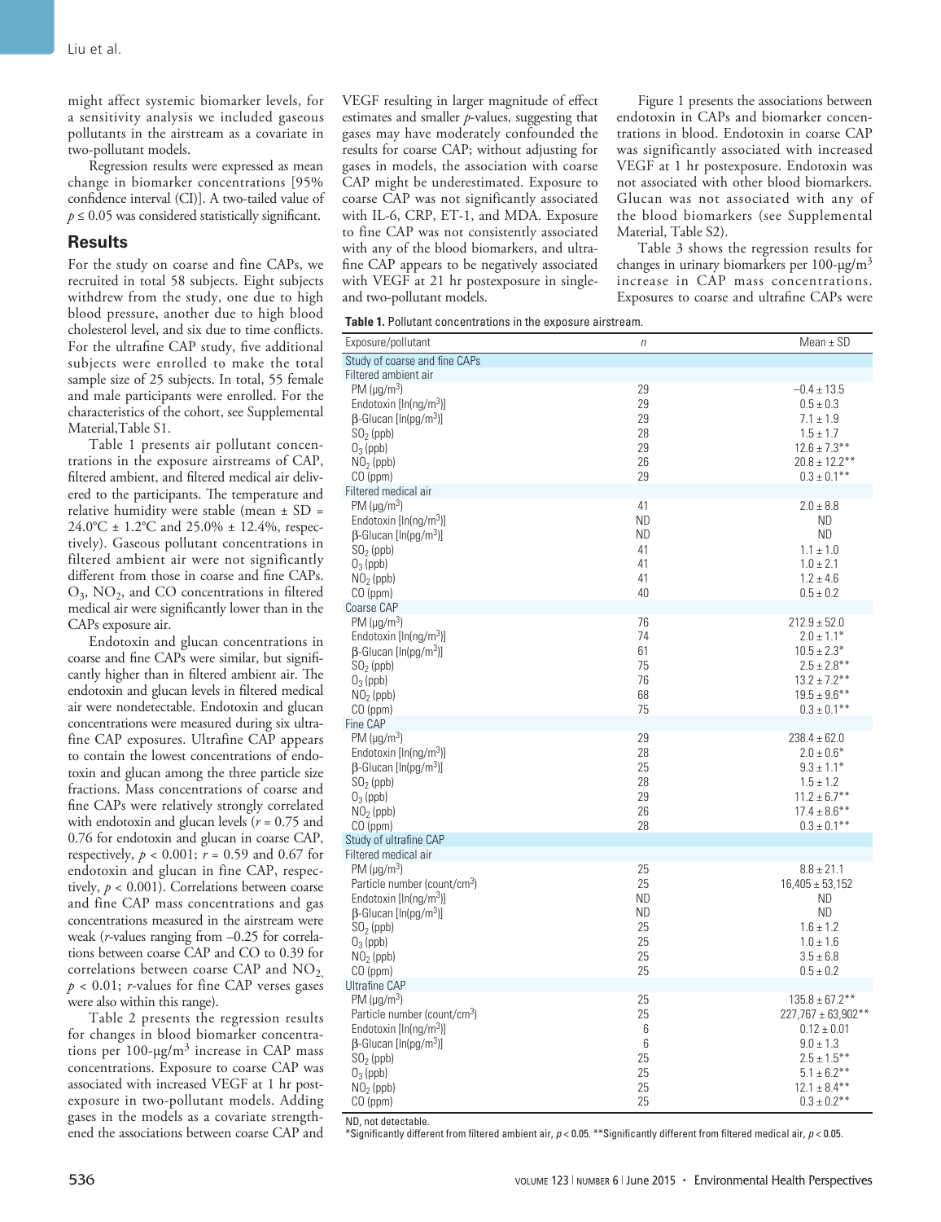might affect systemic biomarker levels, for a sensitivity analysis we included gaseous pollutants in the airstream as a covariate in two-pollutant models.

Regression results were expressed as mean change in biomarker concentrations [95% confidence interval (CI)]. A two-tailed value of $p \leq 0.05$ was considered statistically significant.

## Results

For the study on coarse and fine CAPs, we recruited in total 58 subjects. Eight subjects withdrew from the study, one due to high blood pressure, another due to high blood cholesterol level, and six due to time conflicts. For the ultrafine CAP study, five additional subjects were enrolled to make the total sample size of 25 subjects. In total, 55 female and male participants were enrolled. For the characteristics of the cohort, see Supplemental Material,Table S1.

Table 1 presents air pollutant concentrations in the exposure airstreams of CAP, filtered ambient, and filtered medical air delivered to the participants. The temperature and relative humidity were stable (mean ± SD = 24.0°C ± 1.2°C and 25.0% ± 12.4%, respectively). Gaseous pollutant concentrations in filtered ambient air were not significantly different from those in coarse and fine CAPs. $O_3$, $NO_2$, and CO concentrations in filtered medical air were significantly lower than in the CAPs exposure air.

Endotoxin and glucan concentrations in coarse and fine CAPs were similar, but significantly higher than in filtered ambient air. The endotoxin and glucan levels in filtered medical air were nondetectable. Endotoxin and glucan concentrations were measured during six ultrafine CAP exposures. Ultrafine CAP appears to contain the lowest concentrations of endotoxin and glucan among the three particle size fractions. Mass concentrations of coarse and fine CAPs were relatively strongly correlated with endotoxin and glucan levels ($r$ = 0.75 and 0.76 for endotoxin and glucan in coarse CAP, respectively, $p < 0.001$; $r$ = 0.59 and 0.67 for endotoxin and glucan in fine CAP, respectively, $p < 0.001$). Correlations between coarse and fine CAP mass concentrations and gas concentrations measured in the airstream were weak ($r$-values ranging from –0.25 for correlations between coarse CAP and CO to 0.39 for correlations between coarse CAP and $NO_2$, $p < 0.01$; $r$-values for fine CAP verses gases were also within this range).

Table 2 presents the regression results for changes in blood biomarker concentrations per 100-μg/$m^3$ increase in CAP mass concentrations. Exposure to coarse CAP was associated with increased VEGF at 1 hr post-exposure in two-pollutant models. Adding gases in the models as a covariate strengthened the associations between coarse CAP and VEGF resulting in larger magnitude of effect estimates and smaller $p$-values, suggesting that gases may have moderately confounded the results for coarse CAP; without adjusting for gases in models, the association with coarse CAP might be underestimated. Exposure to coarse CAP was not significantly associated with IL-6, CRP, ET-1, and MDA. Exposure to fine CAP was not consistently associated with any of the blood biomarkers, and ultrafine CAP appears to be negatively associated with VEGF at 21 hr postexposure in single- and two-pollutant models.

Figure 1 presents the associations between endotoxin in CAPs and biomarker concentrations in blood. Endotoxin in coarse CAP was significantly associated with increased VEGF at 1 hr postexposure. Endotoxin was not associated with other blood biomarkers. Glucan was not associated with any of the blood biomarkers (see Supplemental Material, Table S2).

Table 3 shows the regression results for changes in urinary biomarkers per 100-μg/$m^3$ increase in CAP mass concentrations. Exposures to coarse and ultrafine CAPs were

**Table 1.** Pollutant concentrations in the exposure airstream.

| Exposure/pollutant | $n$ | Mean ± SD |
|---|---|---|
| Study of coarse and fine CAPs | | |
| Filtered ambient air | | |
| PM (μg/$m^3$) | 29 | −0.4 ± 13.5 |
| Endotoxin [ln(ng/$m^3$)] | 29 | 0.5 ± 0.3 |
| β-Glucan [ln(pg/$m^3$)] | 29 | 7.1 ± 1.9 |
| $SO_2$ (ppb) | 28 | 1.5 ± 1.7 |
| $O_3$ (ppb) | 29 | 12.6 ± 7.3** |
| $NO_2$ (ppb) | 26 | 20.8 ± 12.2** |
| CO (ppm) | 29 | 0.3 ± 0.1** |
| Filtered medical air | | |
| PM (μg/$m^3$) | 41 | 2.0 ± 8.8 |
| Endotoxin [ln(ng/$m^3$)] | ND | ND |
| β-Glucan [ln(pg/$m^3$)] | ND | ND |
| $SO_2$ (ppb) | 41 | 1.1 ± 1.0 |
| $O_3$ (ppb) | 41 | 1.0 ± 2.1 |
| $NO_2$ (ppb) | 41 | 1.2 ± 4.6 |
| CO (ppm) | 40 | 0.5 ± 0.2 |
| Coarse CAP | | |
| PM (μg/$m^3$) | 76 | 212.9 ± 52.0 |
| Endotoxin [ln(ng/$m^3$)] | 74 | 2.0 ± 1.1* |
| β-Glucan [ln(pg/$m^3$)] | 61 | 10.5 ± 2.3* |
| $SO_2$ (ppb) | 75 | 2.5 ± 2.8** |
| $O_3$ (ppb) | 76 | 13.2 ± 7.2** |
| $NO_2$ (ppb) | 68 | 19.5 ± 9.6** |
| CO (ppm) | 75 | 0.3 ± 0.1** |
| Fine CAP | | |
| PM (μg/$m^3$) | 29 | 238.4 ± 62.0 |
| Endotoxin [ln(ng/$m^3$)] | 28 | 2.0 ± 0.6* |
| β-Glucan [ln(pg/$m^3$)] | 25 | 9.3 ± 1.1* |
| $SO_2$ (ppb) | 28 | 1.5 ± 1.2 |
| $O_3$ (ppb) | 29 | 11.2 ± 6.7** |
| $NO_2$ (ppb) | 26 | 17.4 ± 8.6** |
| CO (ppm) | 28 | 0.3 ± 0.1** |
| Study of ultrafine CAP | | |
| Filtered medical air | | |
| PM (μg/$m^3$) | 25 | 8.8 ± 21.1 |
| Particle number (count/$cm^3$) | 25 | 16,405 ± 53,152 |
| Endotoxin [ln(ng/$m^3$)] | ND | ND |
| β-Glucan [ln(pg/$m^3$)] | ND | ND |
| $SO_2$ (ppb) | 25 | 1.6 ± 1.2 |
| $O_3$ (ppb) | 25 | 1.0 ± 1.6 |
| $NO_2$ (ppb) | 25 | 3.5 ± 6.8 |
| CO (ppm) | 25 | 0.5 ± 0.2 |
| Ultrafine CAP | | |
| PM (μg/$m^3$) | 25 | 135.8 ± 67.2** |
| Particle number (count/$cm^3$) | 25 | 227,767 ± 63,902** |
| Endotoxin [ln(ng/$m^3$)] | 6 | 0.12 ± 0.01 |
| β-Glucan [ln(pg/$m^3$)] | 6 | 9.0 ± 1.3 |
| $SO_2$ (ppb) | 25 | 2.5 ± 1.5** |
| $O_3$ (ppb) | 25 | 5.1 ± 6.2** |
| $NO_2$ (ppb) | 25 | 12.1 ± 8.4** |
| CO (ppm) | 25 | 0.3 ± 0.2** |

ND, not detectable.
*Significantly different from filtered ambient air, $p < 0.05$. **Significantly different from filtered medical air, $p < 0.05$.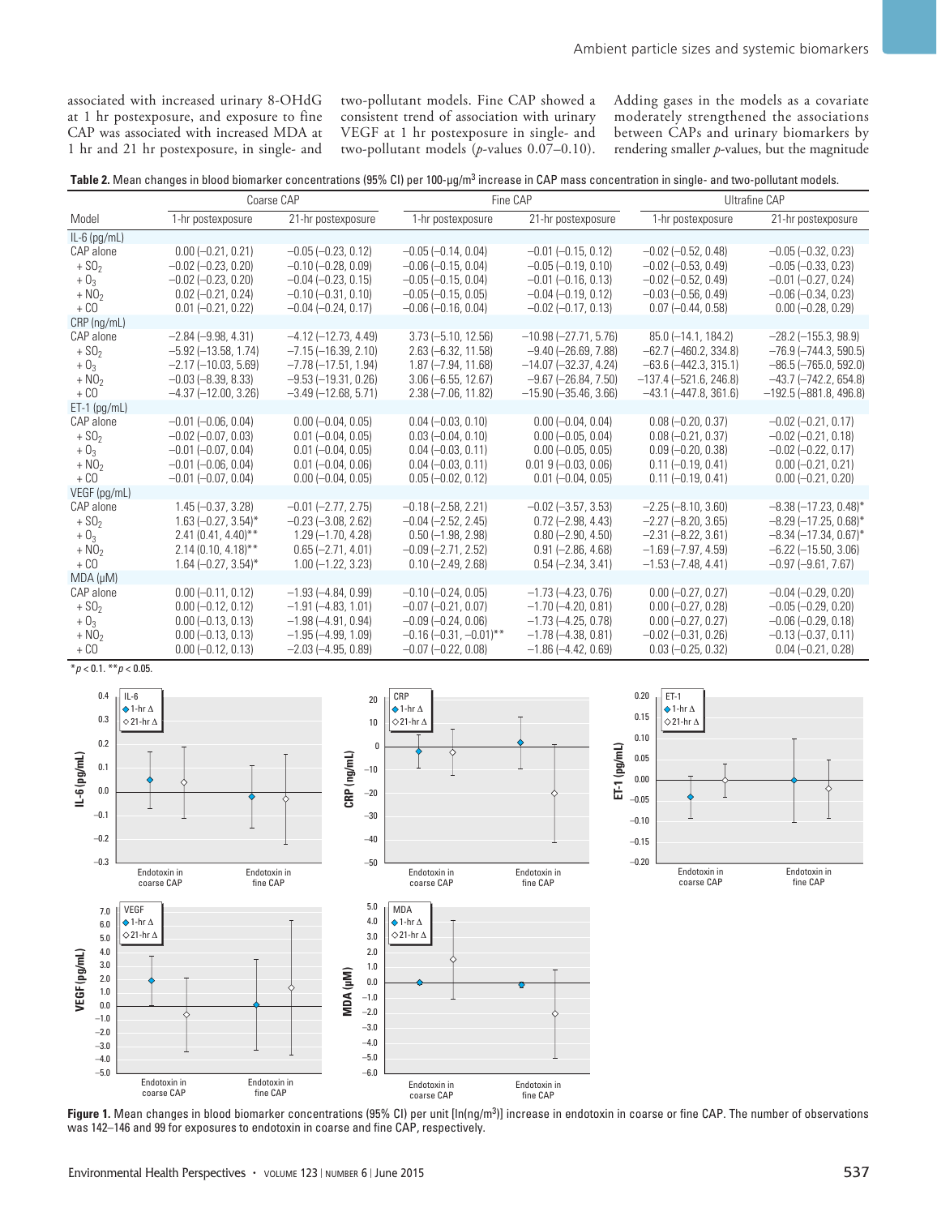associated with increased urinary 8-OHdG at 1 hr postexposure, and exposure to fine CAP was associated with increased MDA at 1 hr and 21 hr postexposure, in single- and two-pollutant models. Fine CAP showed a consistent trend of association with urinary VEGF at 1 hr postexposure in single- and two-pollutant models ($p$-values 0.07–0.10). Adding gases in the models as a covariate moderately strengthened the associations between CAPs and urinary biomarkers by rendering smaller $p$-values, but the magnitude

**Table 2.** Mean changes in blood biomarker concentrations (95% CI) per 100-μg/m$^3$ increase in CAP mass concentration in single- and two-pollutant models.

| Model | Coarse CAP | | Fine CAP | | Ultrafine CAP | |
|---|---|---|---|---|---|---|
| | 1-hr postexposure | 21-hr postexposure | 1-hr postexposure | 21-hr postexposure | 1-hr postexposure | 21-hr postexposure |
| IL-6 (pg/mL) | | | | | | |
| CAP alone | 0.00 (−0.21, 0.21) | −0.05 (−0.23, 0.12) | −0.05 (−0.14, 0.04) | −0.01 (−0.15, 0.12) | −0.02 (−0.52, 0.48) | −0.05 (−0.32, 0.23) |
| + $SO_2$ | −0.02 (−0.23, 0.20) | −0.10 (−0.28, 0.09) | −0.06 (−0.15, 0.04) | −0.05 (−0.19, 0.10) | −0.02 (−0.53, 0.49) | −0.05 (−0.33, 0.23) |
| + $O_3$ | −0.02 (−0.23, 0.20) | −0.04 (−0.23, 0.15) | −0.05 (−0.15, 0.04) | −0.01 (−0.16, 0.13) | −0.02 (−0.52, 0.49) | −0.01 (−0.27, 0.24) |
| + $NO_2$ | 0.02 (−0.21, 0.24) | −0.10 (−0.31, 0.10) | −0.05 (−0.15, 0.05) | −0.04 (−0.19, 0.12) | −0.03 (−0.56, 0.49) | −0.06 (−0.34, 0.23) |
| + CO | 0.01 (−0.21, 0.22) | −0.04 (−0.24, 0.17) | −0.06 (−0.16, 0.04) | −0.02 (−0.17, 0.13) | 0.07 (−0.44, 0.58) | 0.00 (−0.28, 0.29) |
| CRP (ng/mL) | | | | | | |
| CAP alone | −2.84 (−9.98, 4.31) | −4.12 (−12.73, 4.49) | 3.73 (−5.10, 12.56) | −10.98 (−27.71, 5.76) | 85.0 (−14.1, 184.2) | −28.2 (−155.3, 98.9) |
| + $SO_2$ | −5.92 (−13.58, 1.74) | −7.15 (−16.39, 2.10) | 2.63 (−6.32, 11.58) | −9.40 (−26.69, 7.88) | −62.7 (−460.2, 334.8) | −76.9 (−744.3, 590.5) |
| + $O_3$ | −2.17 (−10.03, 5.69) | −7.78 (−17.51, 1.94) | 1.87 (−7.94, 11.68) | −14.07 (−32.37, 4.24) | −63.6 (−442.3, 315.1) | −86.5 (−765.0, 592.0) |
| + $NO_2$ | −0.03 (−8.39, 8.33) | −9.53 (−19.31, 0.26) | 3.06 (−6.55, 12.67) | −9.67 (−26.84, 7.50) | −137.4 (−521.6, 246.8) | −43.7 (−742.2, 654.8) |
| + CO | −4.37 (−12.00, 3.26) | −3.49 (−12.68, 5.71) | 2.38 (−7.06, 11.82) | −15.90 (−35.46, 3.66) | −43.1 (−447.8, 361.6) | −192.5 (−881.8, 496.8) |
| ET-1 (pg/mL) | | | | | | |
| CAP alone | −0.01 (−0.06, 0.04) | 0.00 (−0.04, 0.05) | 0.04 (−0.03, 0.10) | 0.00 (−0.04, 0.04) | 0.08 (−0.20, 0.37) | −0.02 (−0.21, 0.17) |
| + $SO_2$ | −0.02 (−0.07, 0.03) | 0.01 (−0.04, 0.05) | 0.03 (−0.04, 0.10) | 0.00 (−0.05, 0.04) | 0.08 (−0.21, 0.37) | −0.02 (−0.21, 0.18) |
| + $O_3$ | −0.01 (−0.07, 0.04) | 0.01 (−0.04, 0.05) | 0.04 (−0.03, 0.11) | 0.00 (−0.05, 0.05) | 0.09 (−0.20, 0.38) | −0.02 (−0.22, 0.17) |
| + $NO_2$ | −0.01 (−0.06, 0.04) | 0.01 (−0.04, 0.06) | 0.04 (−0.03, 0.11) | 0.01 9 (−0.03, 0.06) | 0.11 (−0.19, 0.41) | 0.00 (−0.21, 0.21) |
| + CO | −0.01 (−0.07, 0.04) | 0.00 (−0.04, 0.05) | 0.05 (−0.02, 0.12) | 0.01 (−0.04, 0.05) | 0.11 (−0.19, 0.41) | 0.00 (−0.21, 0.20) |
| VEGF (pg/mL) | | | | | | |
| CAP alone | 1.45 (−0.37, 3.28) | −0.01 (−2.77, 2.75) | −0.18 (−2.58, 2.21) | −0.02 (−3.57, 3.53) | −2.25 (−8.10, 3.60) | −8.38 (−17.23, 0.48)* |
| + $SO_2$ | 1.63 (−0.27, 3.54)* | −0.23 (−3.08, 2.62) | −0.04 (−2.52, 2.45) | 0.72 (−2.98, 4.43) | −2.27 (−8.20, 3.65) | −8.29 (−17.25, 0.68)* |
| + $O_3$ | 2.41 (0.41, 4.40)** | 1.29 (−1.70, 4.28) | 0.50 (−1.98, 2.98) | 0.80 (−2.90, 4.50) | −2.31 (−8.22, 3.61) | −8.34 (−17.34, 0.67)* |
| + $NO_2$ | 2.14 (0.10, 4.18)** | 0.65 (−2.71, 4.01) | −0.09 (−2.71, 2.52) | 0.91 (−2.86, 4.68) | −1.69 (−7.97, 4.59) | −6.22 (−15.50, 3.06) |
| + CO | 1.64 (−0.27, 3.54)* | 1.00 (−1.22, 3.23) | 0.10 (−2.49, 2.68) | 0.54 (−2.34, 3.41) | −1.53 (−7.48, 4.41) | −0.97 (−9.61, 7.67) |
| MDA (μM) | | | | | | |
| CAP alone | 0.00 (−0.11, 0.12) | −1.93 (−4.84, 0.99) | −0.10 (−0.24, 0.05) | −1.73 (−4.23, 0.76) | 0.00 (−0.27, 0.27) | −0.04 (−0.29, 0.20) |
| + $SO_2$ | 0.00 (−0.12, 0.12) | −1.91 (−4.83, 1.01) | −0.07 (−0.21, 0.07) | −1.70 (−4.20, 0.81) | 0.00 (−0.27, 0.28) | −0.05 (−0.29, 0.20) |
| + $O_3$ | 0.00 (−0.13, 0.13) | −1.98 (−4.91, 0.94) | −0.09 (−0.24, 0.06) | −1.73 (−4.25, 0.78) | 0.00 (−0.27, 0.27) | −0.06 (−0.29, 0.18) |
| + $NO_2$ | 0.00 (−0.13, 0.13) | −1.95 (−4.99, 1.09) | −0.16 (−0.31, −0.01)** | −1.78 (−4.38, 0.81) | −0.02 (−0.31, 0.26) | −0.13 (−0.37, 0.11) |
| + CO | 0.00 (−0.12, 0.13) | −2.03 (−4.95, 0.89) | −0.07 (−0.22, 0.08) | −1.86 (−4.42, 0.69) | 0.03 (−0.25, 0.32) | 0.04 (−0.21, 0.28) |

*$p < 0.1$. **$p < 0.05$.

**Figure 1.** Mean changes in blood biomarker concentrations (95% CI) per unit [ln(ng/m$^3$)] increase in endotoxin in coarse or fine CAP. The number of observations was 142–146 and 99 for exposures to endotoxin in coarse and fine CAP, respectively.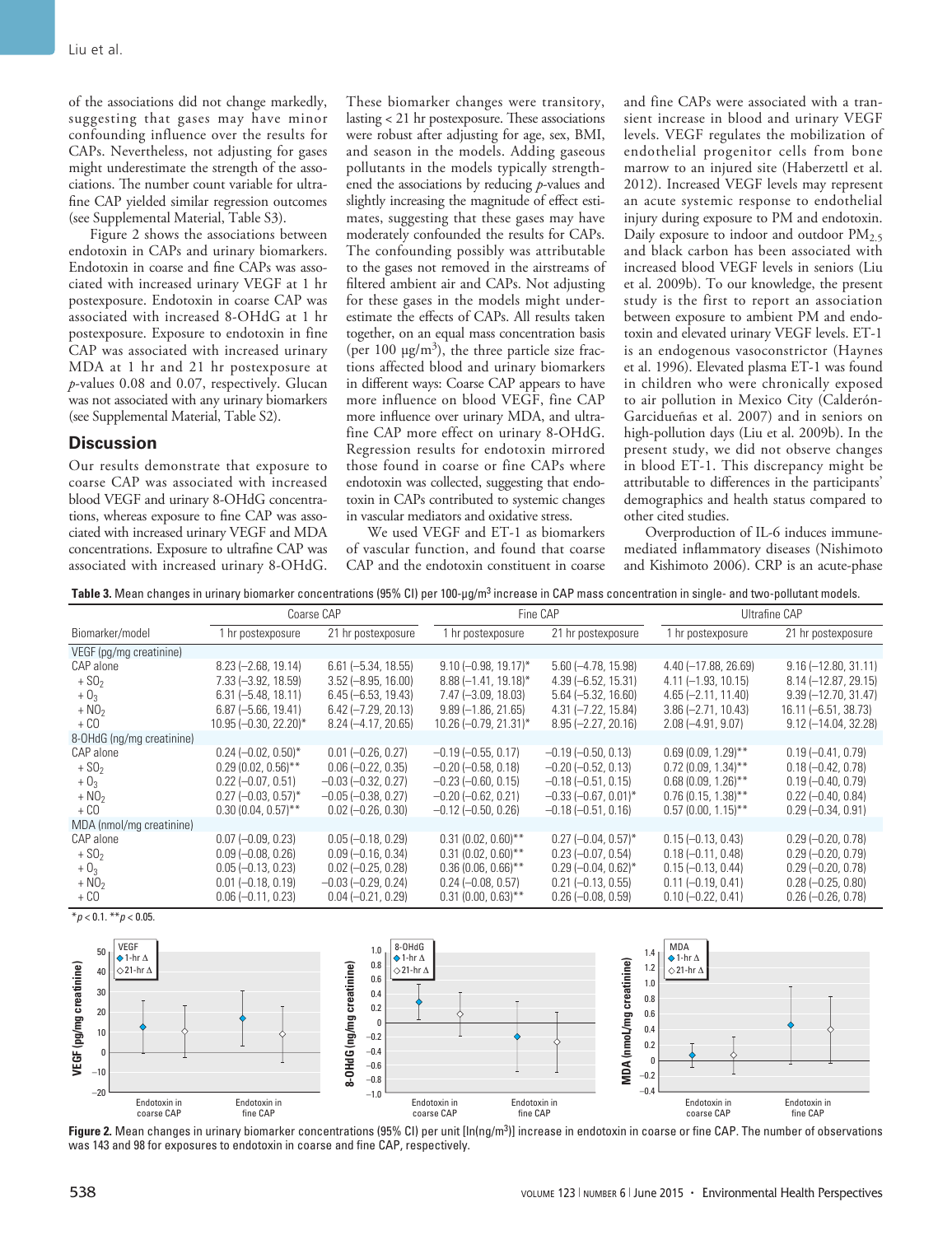of the associations did not change markedly, suggesting that gases may have minor confounding influence over the results for CAPs. Nevertheless, not adjusting for gases might underestimate the strength of the associations. The number count variable for ultrafine CAP yielded similar regression outcomes (see Supplemental Material, Table S3).

Figure 2 shows the associations between endotoxin in CAPs and urinary biomarkers. Endotoxin in coarse and fine CAPs was associated with increased urinary VEGF at 1 hr postexposure. Endotoxin in coarse CAP was associated with increased 8-OHdG at 1 hr postexposure. Exposure to endotoxin in fine CAP was associated with increased urinary MDA at 1 hr and 21 hr postexposure at *p*-values 0.08 and 0.07, respectively. Glucan was not associated with any urinary biomarkers (see Supplemental Material, Table S2).

## Discussion

Our results demonstrate that exposure to coarse CAP was associated with increased blood VEGF and urinary 8-OHdG concentrations, whereas exposure to fine CAP was associated with increased urinary VEGF and MDA concentrations. Exposure to ultrafine CAP was associated with increased urinary 8-OHdG. These biomarker changes were transitory, lasting < 21 hr postexposure. These associations were robust after adjusting for age, sex, BMI, and season in the models. Adding gaseous pollutants in the models typically strengthened the associations by reducing *p*-values and slightly increasing the magnitude of effect estimates, suggesting that these gases may have moderately confounded the results for CAPs. The confounding possibly was attributable to the gases not removed in the airstreams of filtered ambient air and CAPs. Not adjusting for these gases in the models might underestimate the effects of CAPs. All results taken together, on an equal mass concentration basis (per 100 μg/m$^3$), the three particle size fractions affected blood and urinary biomarkers in different ways: Coarse CAP appears to have more influence on blood VEGF, fine CAP more influence over urinary MDA, and ultrafine CAP more effect on urinary 8-OHdG. Regression results for endotoxin mirrored those found in coarse or fine CAPs where endotoxin was collected, suggesting that endotoxin in CAPs contributed to systemic changes in vascular mediators and oxidative stress.

We used VEGF and ET-1 as biomarkers of vascular function, and found that coarse CAP and the endotoxin constituent in coarse and fine CAPs were associated with a transient increase in blood and urinary VEGF levels. VEGF regulates the mobilization of endothelial progenitor cells from bone marrow to an injured site (Haberzettl et al. 2012). Increased VEGF levels may represent an acute systemic response to endothelial injury during exposure to PM and endotoxin. Daily exposure to indoor and outdoor $PM_{2.5}$ and black carbon has been associated with increased blood VEGF levels in seniors (Liu et al. 2009b). To our knowledge, the present study is the first to report an association between exposure to ambient PM and endotoxin and elevated urinary VEGF levels. ET-1 is an endogenous vasoconstrictor (Haynes et al. 1996). Elevated plasma ET-1 was found in children who were chronically exposed to air pollution in Mexico City (Calderón-Garcidueñas et al. 2007) and in seniors on high-pollution days (Liu et al. 2009b). In the present study, we did not observe changes in blood ET-1. This discrepancy might be attributable to differences in the participants' demographics and health status compared to other cited studies.

Overproduction of IL-6 induces immune-mediated inflammatory diseases (Nishimoto and Kishimoto 2006). CRP is an acute-phase

**Table 3.** Mean changes in urinary biomarker concentrations (95% CI) per 100-μg/m$^3$ increase in CAP mass concentration in single- and two-pollutant models.

| Biomarker/model | Coarse CAP | | Fine CAP | | Ultrafine CAP | |
|---|---|---|---|---|---|---|
| | 1 hr postexposure | 21 hr postexposure | 1 hr postexposure | 21 hr postexposure | 1 hr postexposure | 21 hr postexposure |
| VEGF (pg/mg creatinine) | | | | | | |
| CAP alone | 8.23 (–2.68, 19.14) | 6.61 (–5.34, 18.55) | 9.10 (–0.98, 19.17)* | 5.60 (–4.78, 15.98) | 4.40 (–17.88, 26.69) | 9.16 (–12.80, 31.11) |
| + $SO_2$ | 7.33 (–3.92, 18.59) | 3.52 (–8.95, 16.00) | 8.88 (–1.41, 19.18)* | 4.39 (–6.52, 15.31) | 4.11 (–1.93, 10.15) | 8.14 (–12.87, 29.15) |
| + $O_3$ | 6.31 (–5.48, 18.11) | 6.45 (–6.53, 19.43) | 7.47 (–3.09, 18.03) | 5.64 (–5.32, 16.60) | 4.65 (–2.11, 11.40) | 9.39 (–12.70, 31.47) |
| + $NO_2$ | 6.87 (–5.66, 19.41) | 6.42 (–7.29, 20.13) | 9.89 (–1.86, 21.65) | 4.31 (–7.22, 15.84) | 3.86 (–2.71, 10.43) | 16.11 (–6.51, 38.73) |
| + CO | 10.95 (–0.30, 22.20)* | 8.24 (–4.17, 20.65) | 10.26 (–0.79, 21.31)* | 8.95 (–2.27, 20.16) | 2.08 (–4.91, 9.07) | 9.12 (–14.04, 32.28) |
| 8-OHdG (ng/mg creatinine) | | | | | | |
| CAP alone | 0.24 (–0.02, 0.50)* | 0.01 (–0.26, 0.27) | –0.19 (–0.55, 0.17) | –0.19 (–0.50, 0.13) | 0.69 (0.09, 1.29)** | 0.19 (–0.41, 0.79) |
| + $SO_2$ | 0.29 (0.02, 0.56)** | 0.06 (–0.22, 0.35) | –0.20 (–0.58, 0.18) | –0.20 (–0.52, 0.13) | 0.72 (0.09, 1.34)** | 0.18 (–0.42, 0.78) |
| + $O_3$ | 0.22 (–0.07, 0.51) | –0.03 (–0.32, 0.27) | –0.23 (–0.60, 0.15) | –0.18 (–0.51, 0.15) | 0.68 (0.09, 1.26)** | 0.19 (–0.40, 0.79) |
| + $NO_2$ | 0.27 (–0.03, 0.57)* | –0.05 (–0.38, 0.27) | –0.20 (–0.62, 0.21) | –0.33 (–0.67, 0.01)* | 0.76 (0.15, 1.38)** | 0.22 (–0.40, 0.84) |
| + CO | 0.30 (0.04, 0.57)** | 0.02 (–0.26, 0.30) | –0.12 (–0.50, 0.26) | –0.18 (–0.51, 0.16) | 0.57 (0.00, 1.15)** | 0.29 (–0.34, 0.91) |
| MDA (nmol/mg creatinine) | | | | | | |
| CAP alone | 0.07 (–0.09, 0.23) | 0.05 (–0.18, 0.29) | 0.31 (0.02, 0.60)** | 0.27 (–0.04, 0.57)* | 0.15 (–0.13, 0.43) | 0.29 (–0.20, 0.78) |
| + $SO_2$ | 0.09 (–0.08, 0.26) | 0.09 (–0.16, 0.34) | 0.31 (0.02, 0.60)** | 0.23 (–0.07, 0.54) | 0.18 (–0.11, 0.48) | 0.29 (–0.20, 0.79) |
| + $O_3$ | 0.05 (–0.13, 0.23) | 0.02 (–0.25, 0.28) | 0.36 (0.06, 0.66)** | 0.29 (–0.04, 0.62)* | 0.15 (–0.13, 0.44) | 0.29 (–0.20, 0.78) |
| + $NO_2$ | 0.01 (–0.18, 0.19) | –0.03 (–0.29, 0.24) | 0.24 (–0.08, 0.57) | 0.21 (–0.13, 0.55) | 0.11 (–0.19, 0.41) | 0.28 (–0.25, 0.80) |
| + CO | 0.06 (–0.11, 0.23) | 0.04 (–0.21, 0.29) | 0.31 (0.00, 0.63)** | 0.26 (–0.08, 0.59) | 0.10 (–0.22, 0.41) | 0.26 (–0.26, 0.78) |

\*$p < 0.1$. \*\*$p < 0.05$.

**Figure 2.** Mean changes in urinary biomarker concentrations (95% CI) per unit [ln(ng/m$^3$)] increase in endotoxin in coarse or fine CAP. The number of observations was 143 and 98 for exposures to endotoxin in coarse and fine CAP, respectively.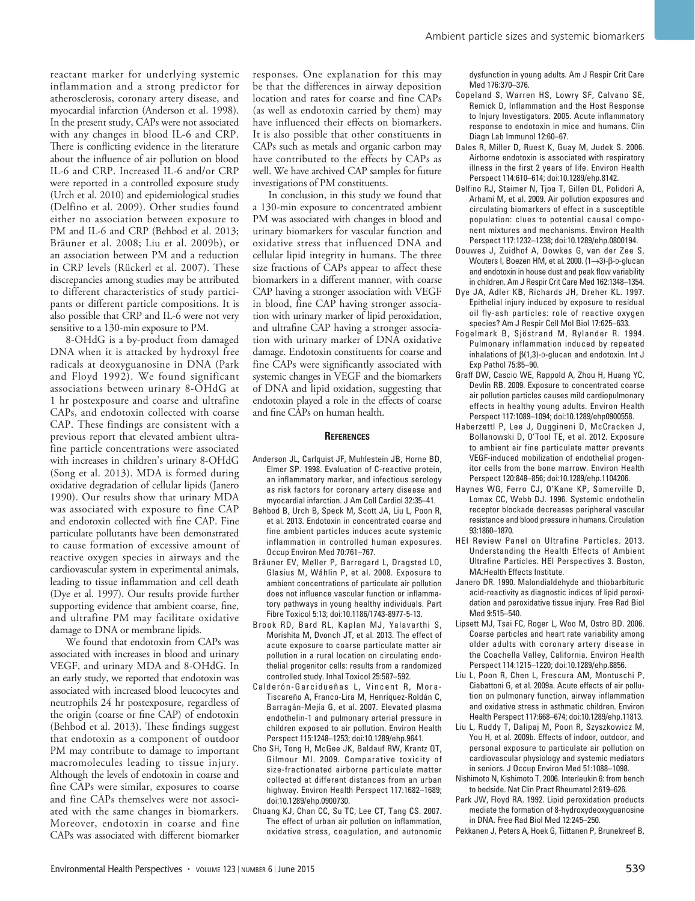reactant marker for underlying systemic inflammation and a strong predictor for atherosclerosis, coronary artery disease, and myocardial infarction (Anderson et al. 1998). In the present study, CAPs were not associated with any changes in blood IL-6 and CRP. There is conflicting evidence in the literature about the influence of air pollution on blood IL-6 and CRP. Increased IL-6 and/or CRP were reported in a controlled exposure study (Urch et al. 2010) and epidemiological studies (Delfino et al. 2009). Other studies found either no association between exposure to PM and IL-6 and CRP (Behbod et al. 2013; Bräuner et al. 2008; Liu et al. 2009b), or an association between PM and a reduction in CRP levels (Rückerl et al. 2007). These discrepancies among studies may be attributed to different characteristics of study participants or different particle compositions. It is also possible that CRP and IL-6 were not very sensitive to a 130-min exposure to PM.

8-OHdG is a by-product from damaged DNA when it is attacked by hydroxyl free radicals at deoxyguanosine in DNA (Park and Floyd 1992). We found significant associations between urinary 8-OHdG at 1 hr postexposure and coarse and ultrafine CAPs, and endotoxin collected with coarse CAP. These findings are consistent with a previous report that elevated ambient ultrafine particle concentrations were associated with increases in children's urinary 8-OHdG (Song et al. 2013). MDA is formed during oxidative degradation of cellular lipids (Janero 1990). Our results show that urinary MDA was associated with exposure to fine CAP and endotoxin collected with fine CAP. Fine particulate pollutants have been demonstrated to cause formation of excessive amount of reactive oxygen species in airways and the cardiovascular system in experimental animals, leading to tissue inflammation and cell death (Dye et al. 1997). Our results provide further supporting evidence that ambient coarse, fine, and ultrafine PM may facilitate oxidative damage to DNA or membrane lipids.

We found that endotoxin from CAPs was associated with increases in blood and urinary VEGF, and urinary MDA and 8-OHdG. In an early study, we reported that endotoxin was associated with increased blood leucocytes and neutrophils 24 hr postexposure, regardless of the origin (coarse or fine CAP) of endotoxin (Behbod et al. 2013). These findings suggest that endotoxin as a component of outdoor PM may contribute to damage to important macromolecules leading to tissue injury. Although the levels of endotoxin in coarse and fine CAPs were similar, exposures to coarse and fine CAPs themselves were not associated with the same changes in biomarkers. Moreover, endotoxin in coarse and fine CAPs was associated with different biomarker responses. One explanation for this may be that the differences in airway deposition location and rates for coarse and fine CAPs (as well as endotoxin carried by them) may have influenced their effects on biomarkers. It is also possible that other constituents in CAPs such as metals and organic carbon may have contributed to the effects by CAPs as well. We have archived CAP samples for future investigations of PM constituents.

In conclusion, in this study we found that a 130-min exposure to concentrated ambient PM was associated with changes in blood and urinary biomarkers for vascular function and oxidative stress that influenced DNA and cellular lipid integrity in humans. The three size fractions of CAPs appear to affect these biomarkers in a different manner, with coarse CAP having a stronger association with VEGF in blood, fine CAP having stronger association with urinary marker of lipid peroxidation, and ultrafine CAP having a stronger association with urinary marker of DNA oxidative damage. Endotoxin constituents for coarse and fine CAPs were significantly associated with systemic changes in VEGF and the biomarkers of DNA and lipid oxidation, suggesting that endotoxin played a role in the effects of coarse and fine CAPs on human health.

## References

Anderson JL, Carlquist JF, Muhlestein JB, Horne BD, Elmer SP. 1998. Evaluation of C-reactive protein, an inflammatory marker, and infectious serology as risk factors for coronary artery disease and myocardial infarction. J Am Coll Cardiol 32:35–41.

Behbod B, Urch B, Speck M, Scott JA, Liu L, Poon R, et al. 2013. Endotoxin in concentrated coarse and fine ambient particles induces acute systemic inflammation in controlled human exposures. Occup Environ Med 70:761–767.

Bräuner EV, Møller P, Barregard L, Dragsted LO, Glasius M, Wåhlin P, et al. 2008. Exposure to ambient concentrations of particulate air pollution does not influence vascular function or inflammatory pathways in young healthy individuals. Part Fibre Toxicol 5:13; doi:10.1186/1743-8977-5-13.

Brook RD, Bard RL, Kaplan MJ, Yalavarthi S, Morishita M, Dvonch JT, et al. 2013. The effect of acute exposure to coarse particulate matter air pollution in a rural location on circulating endothelial progenitor cells: results from a randomized controlled study. Inhal Toxicol 25:587–592.

Calderón-Garcidueñas L, Vincent R, Mora-Tiscareño A, Franco-Lira M, Henríquez-Roldán C, Barragán-Mejía G, et al. 2007. Elevated plasma endothelin-1 and pulmonary arterial pressure in children exposed to air pollution. Environ Health Perspect 115:1248–1253; doi:10.1289/ehp.9641.

Cho SH, Tong H, McGee JK, Baldauf RW, Krantz QT, Gilmour MI. 2009. Comparative toxicity of size-fractionated airborne particulate matter collected at different distances from an urban highway. Environ Health Perspect 117:1682–1689; doi:10.1289/ehp.0900730.

Chuang KJ, Chan CC, Su TC, Lee CT, Tang CS. 2007. The effect of urban air pollution on inflammation, oxidative stress, coagulation, and autonomic dysfunction in young adults. Am J Respir Crit Care Med 176:370–376.

Copeland S, Warren HS, Lowry SF, Calvano SE, Remick D, Inflammation and the Host Response to Injury Investigators. 2005. Acute inflammatory response to endotoxin in mice and humans. Clin Diagn Lab Immunol 12:60–67.

Dales R, Miller D, Ruest K, Guay M, Judek S. 2006. Airborne endotoxin is associated with respiratory illness in the first 2 years of life. Environ Health Perspect 114:610–614; doi:10.1289/ehp.8142.

Delfino RJ, Staimer N, Tjoa T, Gillen DL, Polidori A, Arhami M, et al. 2009. Air pollution exposures and circulating biomarkers of effect in a susceptible population: clues to potential causal component mixtures and mechanisms. Environ Health Perspect 117:1232–1238; doi:10.1289/ehp.0800194.

Douwes J, Zuidhof A, Dowkes G, van der Zee S, Wouters I, Boezen HM, et al. 2000. (1→3)-β-D-glucan and endotoxin in house dust and peak flow variability in children. Am J Respir Crit Care Med 162:1348–1354.

Dye JA, Adler KB, Richards JH, Dreher KL. 1997. Epithelial injury induced by exposure to residual oil fly-ash particles: role of reactive oxygen species? Am J Respir Cell Mol Biol 17:625–633.

Fogelmark B, Sjöstrand M, Rylander R. 1994. Pulmonary inflammation induced by repeated inhalations of β(1,3)-D-glucan and endotoxin. Int J Exp Pathol 75:85–90.

Graff DW, Cascio WE, Rappold A, Zhou H, Huang YC, Devlin RB. 2009. Exposure to concentrated coarse air pollution particles causes mild cardiopulmonary effects in healthy young adults. Environ Health Perspect 117:1089–1094; doi:10.1289/ehp0900558.

Haberzettl P, Lee J, Duggineni D, McCracken J, Bollanowski D, O'Tool TE, et al. 2012. Exposure to ambient air fine particulate matter prevents VEGF-induced mobilization of endothelial progenitor cells from the bone marrow. Environ Health Perspect 120:848–856; doi:10.1289/ehp.1104206.

Haynes WG, Ferro CJ, O'Kane KP, Somerville D, Lomax CC, Webb DJ. 1996. Systemic endothelin receptor blockade decreases peripheral vascular resistance and blood pressure in humans. Circulation 93:1860–1870.

HEI Review Panel on Ultrafine Particles. 2013. Understanding the Health Effects of Ambient Ultrafine Particles. HEI Perspectives 3. Boston, MA:Health Effects Institute.

Janero DR. 1990. Malondialdehyde and thiobarbituric acid-reactivity as diagnostic indices of lipid peroxidation and peroxidative tissue injury. Free Rad Biol Med 9:515–540.

Lipsett MJ, Tsai FC, Roger L, Woo M, Ostro BD. 2006. Coarse particles and heart rate variability among older adults with coronary artery disease in the Coachella Valley, California. Environ Health Perspect 114:1215–1220; doi:10.1289/ehp.8856.

Liu L, Poon R, Chen L, Frescura AM, Montuschi P, Ciabattoni G, et al. 2009a. Acute effects of air pollution on pulmonary function, airway inflammation and oxidative stress in asthmatic children. Environ Health Perspect 117:668–674; doi:10.1289/ehp.11813.

Liu L, Ruddy T, Dalipaj M, Poon R, Szyszkowicz M, You H, et al. 2009b. Effects of indoor, outdoor, and personal exposure to particulate air pollution on cardiovascular physiology and systemic mediators in seniors. J Occup Environ Med 51:1088–1098.

Nishimoto N, Kishimoto T. 2006. Interleukin 6: from bench to bedside. Nat Clin Pract Rheumatol 2:619–626.

Park JW, Floyd RA. 1992. Lipid peroxidation products mediate the formation of 8-hydroxydeoxyguanosine in DNA. Free Rad Biol Med 12:245–250.

Pekkanen J, Peters A, Hoek G, Tiittanen P, Brunekreef B,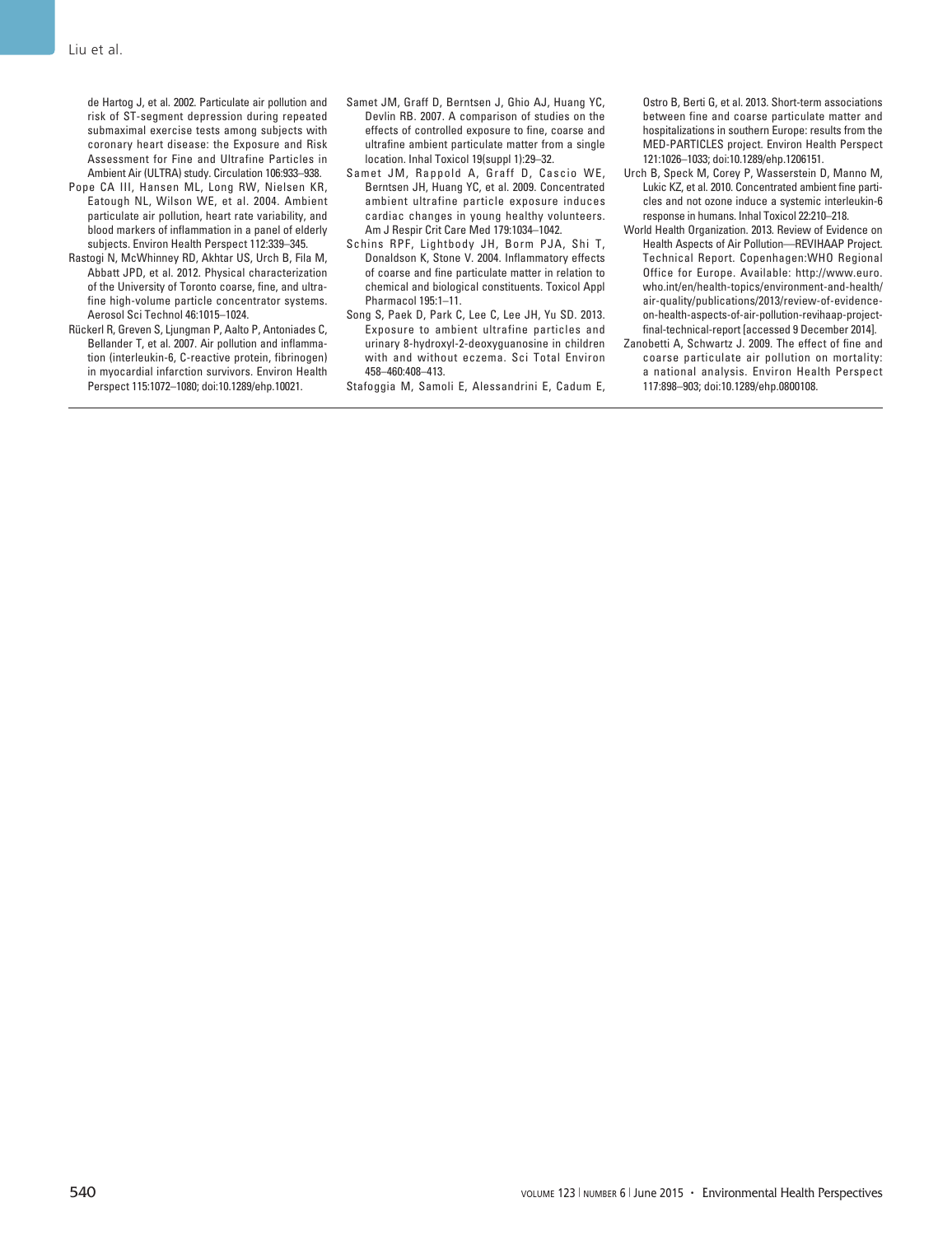de Hartog J, et al. 2002. Particulate air pollution and risk of ST-segment depression during repeated submaximal exercise tests among subjects with coronary heart disease: the Exposure and Risk Assessment for Fine and Ultrafine Particles in Ambient Air (ULTRA) study. Circulation 106:933–938.

Pope CA III, Hansen ML, Long RW, Nielsen KR, Eatough NL, Wilson WE, et al. 2004. Ambient particulate air pollution, heart rate variability, and blood markers of inflammation in a panel of elderly subjects. Environ Health Perspect 112:339–345.

Rastogi N, McWhinney RD, Akhtar US, Urch B, Fila M, Abbatt JPD, et al. 2012. Physical characterization of the University of Toronto coarse, fine, and ultrafine high-volume particle concentrator systems. Aerosol Sci Technol 46:1015–1024.

Rückerl R, Greven S, Ljungman P, Aalto P, Antoniades C, Bellander T, et al. 2007. Air pollution and inflammation (interleukin-6, C-reactive protein, fibrinogen) in myocardial infarction survivors. Environ Health Perspect 115:1072–1080; doi:10.1289/ehp.10021.

Samet JM, Graff D, Berntsen J, Ghio AJ, Huang YC, Devlin RB. 2007. A comparison of studies on the effects of controlled exposure to fine, coarse and ultrafine ambient particulate matter from a single location. Inhal Toxicol 19(suppl 1):29–32.

Samet JM, Rappold A, Graff D, Cascio WE, Berntsen JH, Huang YC, et al. 2009. Concentrated ambient ultrafine particle exposure induces cardiac changes in young healthy volunteers. Am J Respir Crit Care Med 179:1034–1042.

Schins RPF, Lightbody JH, Borm PJA, Shi T, Donaldson K, Stone V. 2004. Inflammatory effects of coarse and fine particulate matter in relation to chemical and biological constituents. Toxicol Appl Pharmacol 195:1–11.

Song S, Paek D, Park C, Lee C, Lee JH, Yu SD. 2013. Exposure to ambient ultrafine particles and urinary 8-hydroxyl-2-deoxyguanosine in children with and without eczema. Sci Total Environ 458–460:408–413.

Stafoggia M, Samoli E, Alessandrini E, Cadum E, Ostro B, Berti G, et al. 2013. Short-term associations between fine and coarse particulate matter and hospitalizations in southern Europe: results from the MED-PARTICLES project. Environ Health Perspect 121:1026–1033; doi:10.1289/ehp.1206151.

Urch B, Speck M, Corey P, Wasserstein D, Manno M, Lukic KZ, et al. 2010. Concentrated ambient fine particles and not ozone induce a systemic interleukin-6 response in humans. Inhal Toxicol 22:210–218.

World Health Organization. 2013. Review of Evidence on Health Aspects of Air Pollution—REVIHAAP Project. Technical Report. Copenhagen:WHO Regional Office for Europe. Available: http://www.euro.who.int/en/health-topics/environment-and-health/air-quality/publications/2013/review-of-evidence-on-health-aspects-of-air-pollution-revihaap-project-final-technical-report [accessed 9 December 2014].

Zanobetti A, Schwartz J. 2009. The effect of fine and coarse particulate air pollution on mortality: a national analysis. Environ Health Perspect 117:898–903; doi:10.1289/ehp.0800108.